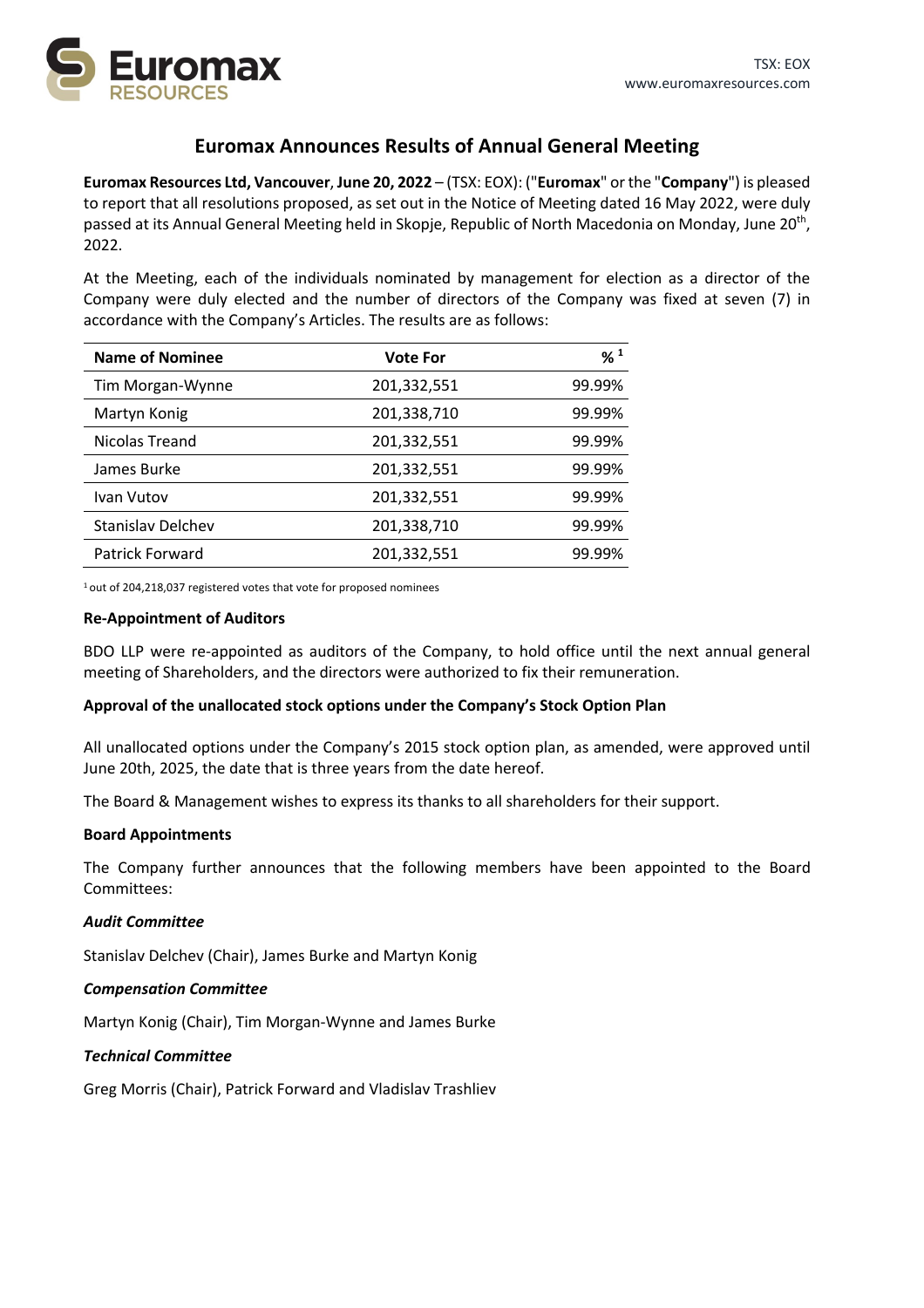TSX: EOX
www.euromaxresources.com

# Euromax Announces Results of Annual General Meeting

**Euromax Resources Ltd, Vancouver**, **June 20, 2022** – (TSX: EOX): ("**Euromax**" or the "**Company**") is pleased to report that all resolutions proposed, as set out in the Notice of Meeting dated 16 May 2022, were duly passed at its Annual General Meeting held in Skopje, Republic of North Macedonia on Monday, June 20th, 2022.

At the Meeting, each of the individuals nominated by management for election as a director of the Company were duly elected and the number of directors of the Company was fixed at seven (7) in accordance with the Company's Articles. The results are as follows:

| Name of Nominee | Vote For | % [1] |
|---|---|---|
| Tim Morgan-Wynne | 201,332,551 | 99.99% |
| Martyn Konig | 201,338,710 | 99.99% |
| Nicolas Treand | 201,332,551 | 99.99% |
| James Burke | 201,332,551 | 99.99% |
| Ivan Vutov | 201,332,551 | 99.99% |
| Stanislav Delchev | 201,338,710 | 99.99% |
| Patrick Forward | 201,332,551 | 99.99% |

[1] out of 204,218,037 registered votes that vote for proposed nominees

**Re-Appointment of Auditors**

BDO LLP were re-appointed as auditors of the Company, to hold office until the next annual general meeting of Shareholders, and the directors were authorized to fix their remuneration.

**Approval of the unallocated stock options under the Company's Stock Option Plan**

All unallocated options under the Company's 2015 stock option plan, as amended, were approved until June 20th, 2025, the date that is three years from the date hereof.

The Board & Management wishes to express its thanks to all shareholders for their support.

**Board Appointments**

The Company further announces that the following members have been appointed to the Board Committees:

***Audit Committee***

Stanislav Delchev (Chair), James Burke and Martyn Konig

***Compensation Committee***

Martyn Konig (Chair), Tim Morgan-Wynne and James Burke

***Technical Committee***

Greg Morris (Chair), Patrick Forward and Vladislav Trashliev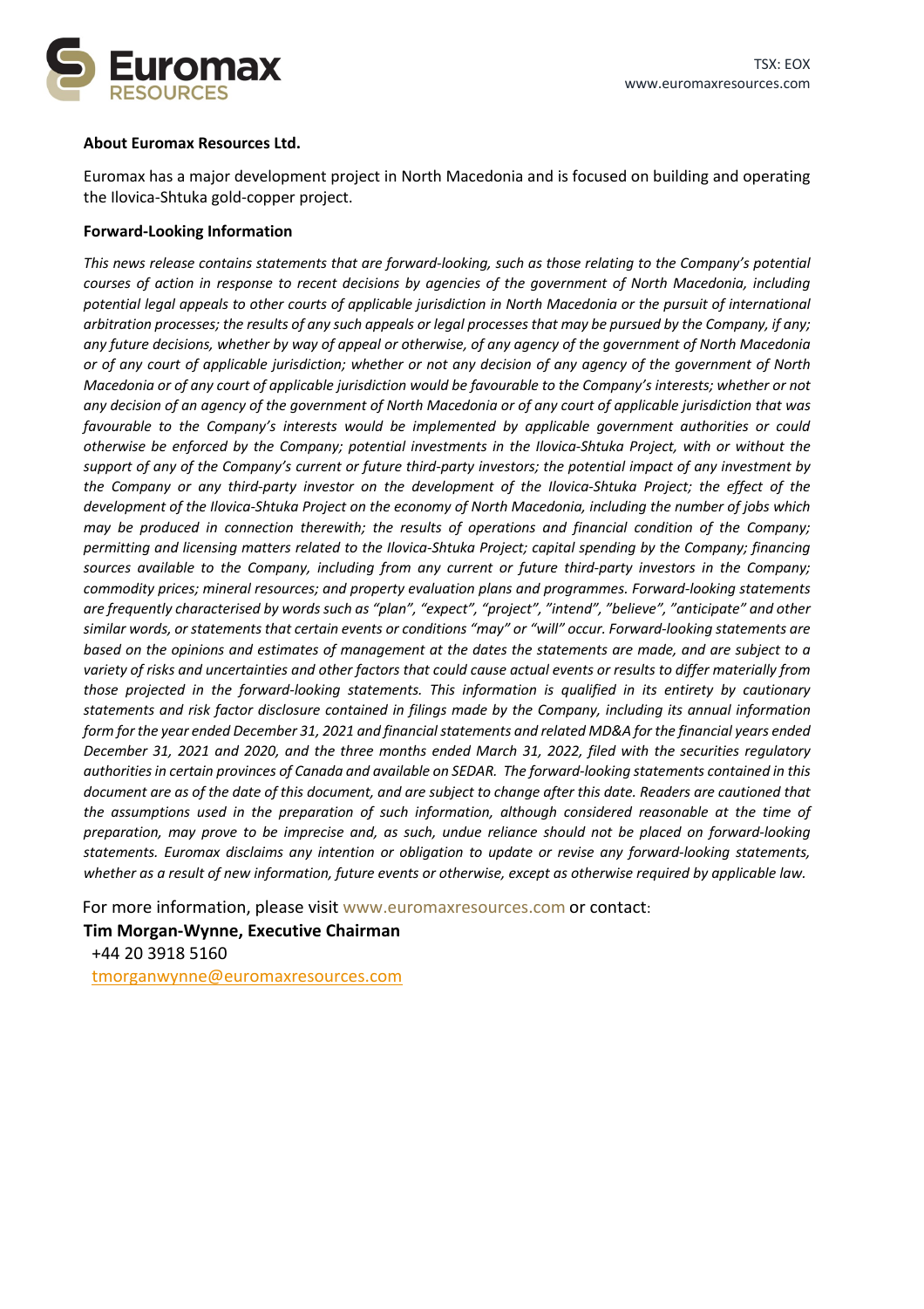**About Euromax Resources Ltd.**

Euromax has a major development project in North Macedonia and is focused on building and operating the Ilovica-Shtuka gold-copper project.

**Forward-Looking Information**

*This news release contains statements that are forward-looking, such as those relating to the Company's potential courses of action in response to recent decisions by agencies of the government of North Macedonia, including potential legal appeals to other courts of applicable jurisdiction in North Macedonia or the pursuit of international arbitration processes; the results of any such appeals or legal processes that may be pursued by the Company, if any; any future decisions, whether by way of appeal or otherwise, of any agency of the government of North Macedonia or of any court of applicable jurisdiction; whether or not any decision of any agency of the government of North Macedonia or of any court of applicable jurisdiction would be favourable to the Company's interests; whether or not any decision of an agency of the government of North Macedonia or of any court of applicable jurisdiction that was favourable to the Company's interests would be implemented by applicable government authorities or could otherwise be enforced by the Company; potential investments in the Ilovica-Shtuka Project, with or without the support of any of the Company's current or future third-party investors; the potential impact of any investment by the Company or any third-party investor on the development of the Ilovica-Shtuka Project; the effect of the development of the Ilovica-Shtuka Project on the economy of North Macedonia, including the number of jobs which may be produced in connection therewith; the results of operations and financial condition of the Company; permitting and licensing matters related to the Ilovica-Shtuka Project; capital spending by the Company; financing sources available to the Company, including from any current or future third-party investors in the Company; commodity prices; mineral resources; and property evaluation plans and programmes. Forward-looking statements are frequently characterised by words such as "plan", "expect", "project", "intend", "believe", "anticipate" and other similar words, or statements that certain events or conditions "may" or "will" occur. Forward-looking statements are based on the opinions and estimates of management at the dates the statements are made, and are subject to a variety of risks and uncertainties and other factors that could cause actual events or results to differ materially from those projected in the forward-looking statements. This information is qualified in its entirety by cautionary statements and risk factor disclosure contained in filings made by the Company, including its annual information form for the year ended December 31, 2021 and financial statements and related MD&A for the financial years ended December 31, 2021 and 2020, and the three months ended March 31, 2022, filed with the securities regulatory authorities in certain provinces of Canada and available on SEDAR. The forward-looking statements contained in this document are as of the date of this document, and are subject to change after this date. Readers are cautioned that the assumptions used in the preparation of such information, although considered reasonable at the time of preparation, may prove to be imprecise and, as such, undue reliance should not be placed on forward-looking statements. Euromax disclaims any intention or obligation to update or revise any forward-looking statements, whether as a result of new information, future events or otherwise, except as otherwise required by applicable law.*

For more information, please visit www.euromaxresources.com or contact:

**Tim Morgan-Wynne, Executive Chairman**

+44 20 3918 5160

tmorganwynne@euromaxresources.com